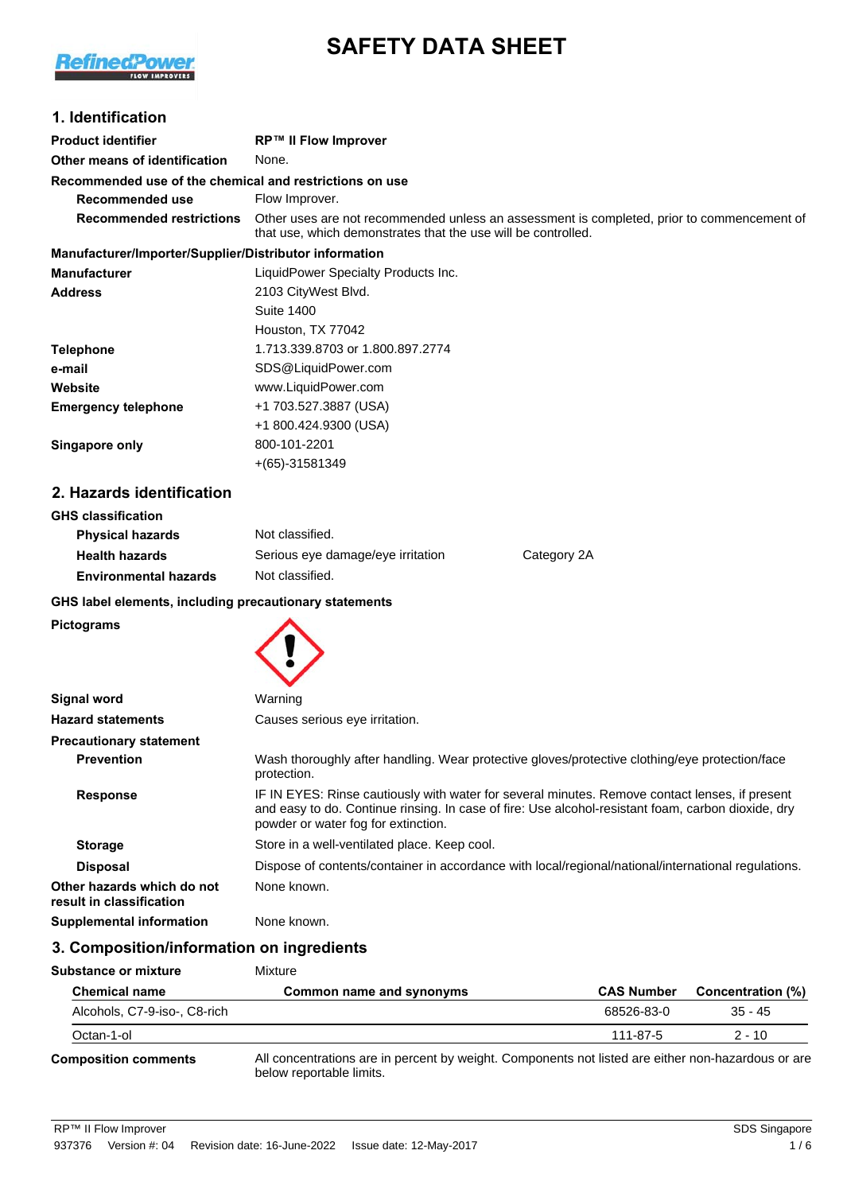# SAFETY DATA SHEET

## 1. Identification

| | |
|---|---|
| **Product identifier** | **RP™ II Flow Improver** |
| **Other means of identification** | None. |

**Recommended use of the chemical and restrictions on use**

| | |
|---|---|
| **Recommended use** | Flow Improver. |
| **Recommended restrictions** | Other uses are not recommended unless an assessment is completed, prior to commencement of that use, which demonstrates that the use will be controlled. |

**Manufacturer/Importer/Supplier/Distributor information**

| | |
|---|---|
| **Manufacturer** | LiquidPower Specialty Products Inc. |
| **Address** | 2103 CityWest Blvd.<br>Suite 1400<br>Houston, TX 77042 |
| **Telephone** | 1.713.339.8703 or 1.800.897.2774 |
| **e-mail** | SDS@LiquidPower.com |
| **Website** | www.LiquidPower.com |
| **Emergency telephone** | +1 703.527.3887 (USA)<br>+1 800.424.9300 (USA) |
| **Singapore only** | 800-101-2201<br>+(65)-31581349 |

## 2. Hazards identification

**GHS classification**

| | | |
|---|---|---|
| **Physical hazards** | Not classified. | |
| **Health hazards** | Serious eye damage/eye irritation | Category 2A |
| **Environmental hazards** | Not classified. | |

**GHS label elements, including precautionary statements**

**Pictograms**

| | |
|---|---|
| **Signal word** | Warning |
| **Hazard statements** | Causes serious eye irritation. |

**Precautionary statement**

| | |
|---|---|
| **Prevention** | Wash thoroughly after handling. Wear protective gloves/protective clothing/eye protection/face protection. |
| **Response** | IF IN EYES: Rinse cautiously with water for several minutes. Remove contact lenses, if present and easy to do. Continue rinsing. In case of fire: Use alcohol-resistant foam, carbon dioxide, dry powder or water fog for extinction. |
| **Storage** | Store in a well-ventilated place. Keep cool. |
| **Disposal** | Dispose of contents/container in accordance with local/regional/national/international regulations. |
| **Other hazards which do not result in classification** | None known. |
| **Supplemental information** | None known. |

## 3. Composition/information on ingredients

**Substance or mixture** Mixture

| Chemical name | Common name and synonyms | CAS Number | Concentration (%) |
|---|---|---|---|
| Alcohols, C7-9-iso-, C8-rich | | 68526-83-0 | 35 - 45 |
| Octan-1-ol | | 111-87-5 | 2 - 10 |

**Composition comments** All concentrations are in percent by weight. Components not listed are either non-hazardous or are below reportable limits.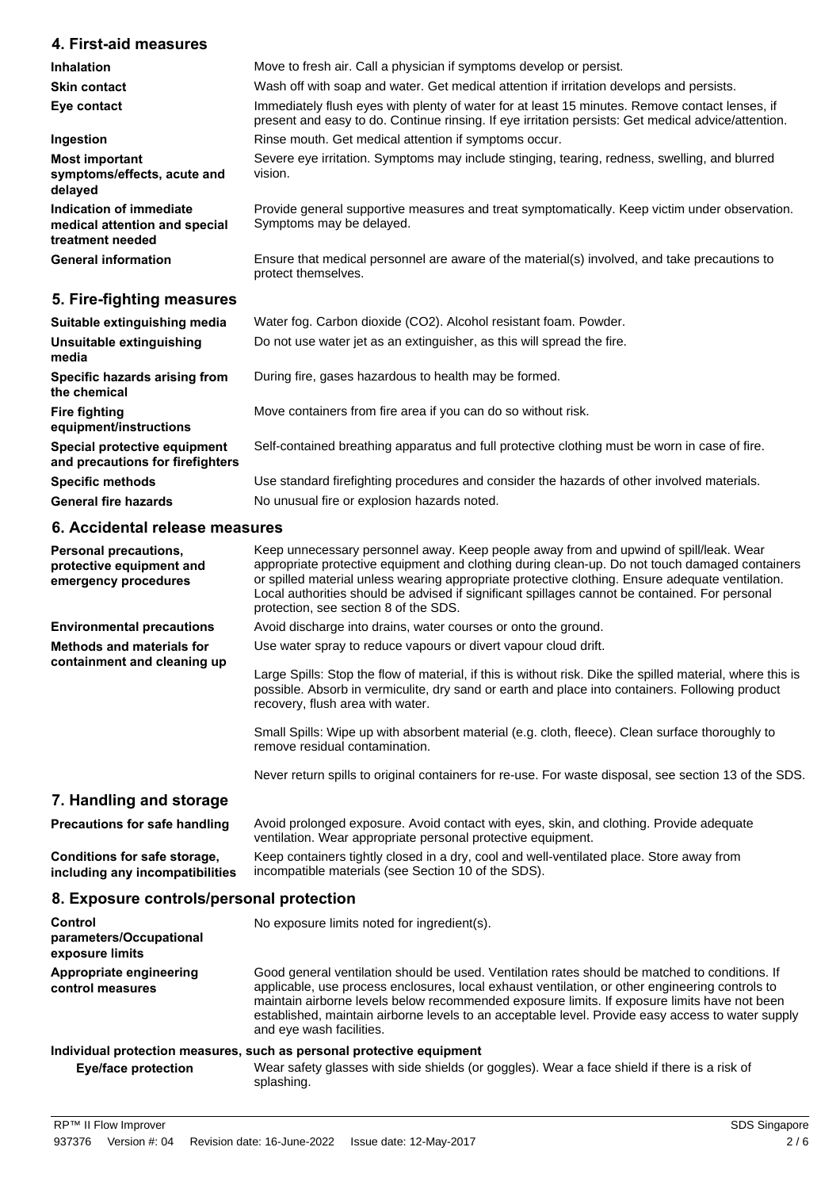## 4. First-aid measures

| | |
|---|---|
| **Inhalation** | Move to fresh air. Call a physician if symptoms develop or persist. |
| **Skin contact** | Wash off with soap and water. Get medical attention if irritation develops and persists. |
| **Eye contact** | Immediately flush eyes with plenty of water for at least 15 minutes. Remove contact lenses, if present and easy to do. Continue rinsing. If eye irritation persists: Get medical advice/attention. |
| **Ingestion** | Rinse mouth. Get medical attention if symptoms occur. |
| **Most important symptoms/effects, acute and delayed** | Severe eye irritation. Symptoms may include stinging, tearing, redness, swelling, and blurred vision. |
| **Indication of immediate medical attention and special treatment needed** | Provide general supportive measures and treat symptomatically. Keep victim under observation. Symptoms may be delayed. |
| **General information** | Ensure that medical personnel are aware of the material(s) involved, and take precautions to protect themselves. |

## 5. Fire-fighting measures

| | |
|---|---|
| **Suitable extinguishing media** | Water fog. Carbon dioxide ($CO_2$). Alcohol resistant foam. Powder. |
| **Unsuitable extinguishing media** | Do not use water jet as an extinguisher, as this will spread the fire. |
| **Specific hazards arising from the chemical** | During fire, gases hazardous to health may be formed. |
| **Fire fighting equipment/instructions** | Move containers from fire area if you can do so without risk. |
| **Special protective equipment and precautions for firefighters** | Self-contained breathing apparatus and full protective clothing must be worn in case of fire. |
| **Specific methods** | Use standard firefighting procedures and consider the hazards of other involved materials. |
| **General fire hazards** | No unusual fire or explosion hazards noted. |

## 6. Accidental release measures

| | |
|---|---|
| **Personal precautions, protective equipment and emergency procedures** | Keep unnecessary personnel away. Keep people away from and upwind of spill/leak. Wear appropriate protective equipment and clothing during clean-up. Do not touch damaged containers or spilled material unless wearing appropriate protective clothing. Ensure adequate ventilation. Local authorities should be advised if significant spillages cannot be contained. For personal protection, see section 8 of the SDS. |
| **Environmental precautions** | Avoid discharge into drains, water courses or onto the ground. |
| **Methods and materials for containment and cleaning up** | Use water spray to reduce vapours or divert vapour cloud drift.<br><br>Large Spills: Stop the flow of material, if this is without risk. Dike the spilled material, where this is possible. Absorb in vermiculite, dry sand or earth and place into containers. Following product recovery, flush area with water.<br><br>Small Spills: Wipe up with absorbent material (e.g. cloth, fleece). Clean surface thoroughly to remove residual contamination.<br><br>Never return spills to original containers for re-use. For waste disposal, see section 13 of the SDS. |

## 7. Handling and storage

| | |
|---|---|
| **Precautions for safe handling** | Avoid prolonged exposure. Avoid contact with eyes, skin, and clothing. Provide adequate ventilation. Wear appropriate personal protective equipment. |
| **Conditions for safe storage, including any incompatibilities** | Keep containers tightly closed in a dry, cool and well-ventilated place. Store away from incompatible materials (see Section 10 of the SDS). |

## 8. Exposure controls/personal protection

| | |
|---|---|
| **Control parameters/Occupational exposure limits** | No exposure limits noted for ingredient(s). |
| **Appropriate engineering control measures** | Good general ventilation should be used. Ventilation rates should be matched to conditions. If applicable, use process enclosures, local exhaust ventilation, or other engineering controls to maintain airborne levels below recommended exposure limits. If exposure limits have not been established, maintain airborne levels to an acceptable level. Provide easy access to water supply and eye wash facilities. |

**Individual protection measures, such as personal protective equipment**

| | |
|---|---|
| **Eye/face protection** | Wear safety glasses with side shields (or goggles). Wear a face shield if there is a risk of splashing. |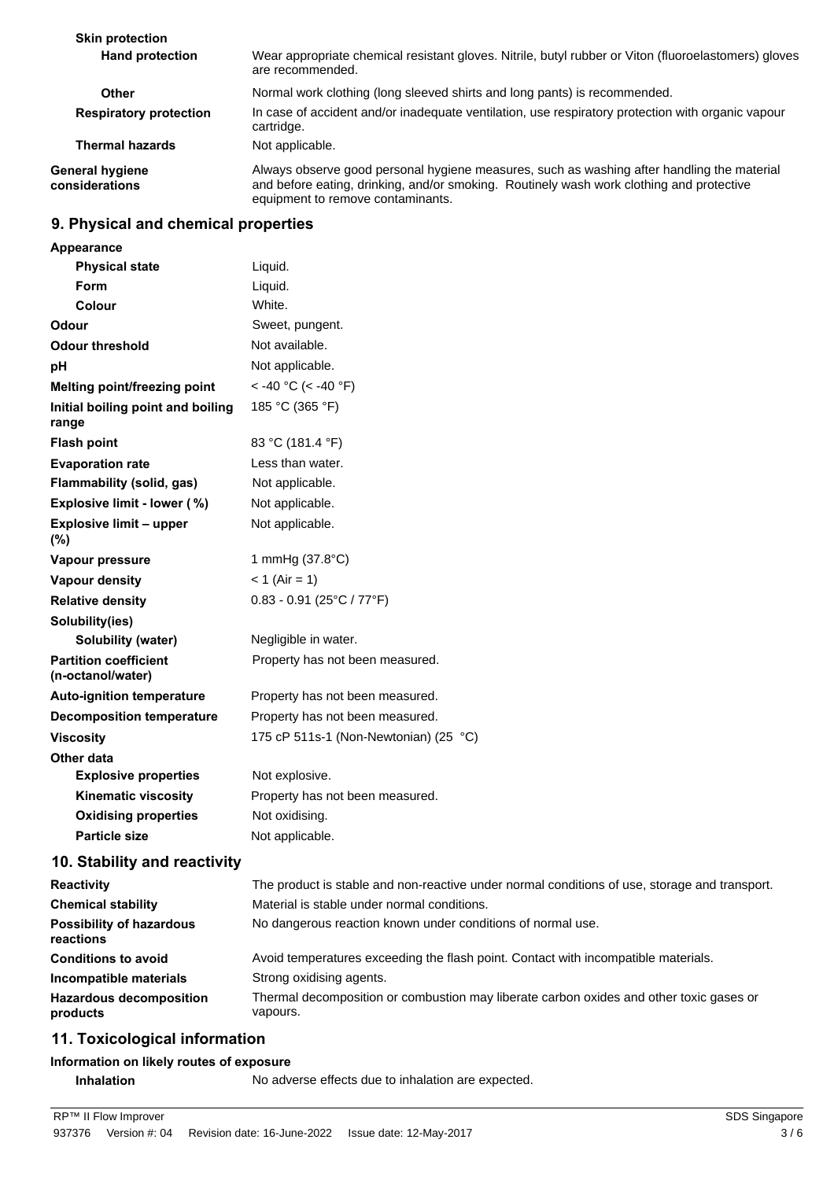**Skin protection**

| | |
|---|---|
| **Hand protection** | Wear appropriate chemical resistant gloves. Nitrile, butyl rubber or Viton (fluoroelastomers) gloves are recommended. |
| **Other** | Normal work clothing (long sleeved shirts and long pants) is recommended. |
| **Respiratory protection** | In case of accident and/or inadequate ventilation, use respiratory protection with organic vapour cartridge. |
| **Thermal hazards** | Not applicable. |
| **General hygiene considerations** | Always observe good personal hygiene measures, such as washing after handling the material and before eating, drinking, and/or smoking. Routinely wash work clothing and protective equipment to remove contaminants. |

## 9. Physical and chemical properties

**Appearance**

| | |
|---|---|
| **Physical state** | Liquid. |
| **Form** | Liquid. |
| **Colour** | White. |
| **Odour** | Sweet, pungent. |
| **Odour threshold** | Not available. |
| **pH** | Not applicable. |
| **Melting point/freezing point** | < -40 °C (< -40 °F) |
| **Initial boiling point and boiling range** | 185 °C (365 °F) |
| **Flash point** | 83 °C (181.4 °F) |
| **Evaporation rate** | Less than water. |
| **Flammability (solid, gas)** | Not applicable. |
| **Explosive limit - lower (%)** | Not applicable. |
| **Explosive limit – upper (%)** | Not applicable. |
| **Vapour pressure** | 1 mmHg (37.8°C) |
| **Vapour density** | < 1 (Air = 1) |
| **Relative density** | 0.83 - 0.91 (25°C / 77°F) |
| **Solubility(ies)** | |
| **Solubility (water)** | Negligible in water. |
| **Partition coefficient (n-octanol/water)** | Property has not been measured. |
| **Auto-ignition temperature** | Property has not been measured. |
| **Decomposition temperature** | Property has not been measured. |
| **Viscosity** | 175 cP 511s-1 (Non-Newtonian) (25 °C) |
| **Other data** | |
| **Explosive properties** | Not explosive. |
| **Kinematic viscosity** | Property has not been measured. |
| **Oxidising properties** | Not oxidising. |
| **Particle size** | Not applicable. |

## 10. Stability and reactivity

| | |
|---|---|
| **Reactivity** | The product is stable and non-reactive under normal conditions of use, storage and transport. |
| **Chemical stability** | Material is stable under normal conditions. |
| **Possibility of hazardous reactions** | No dangerous reaction known under conditions of normal use. |
| **Conditions to avoid** | Avoid temperatures exceeding the flash point. Contact with incompatible materials. |
| **Incompatible materials** | Strong oxidising agents. |
| **Hazardous decomposition products** | Thermal decomposition or combustion may liberate carbon oxides and other toxic gases or vapours. |

## 11. Toxicological information

**Information on likely routes of exposure**

| | |
|---|---|
| **Inhalation** | No adverse effects due to inhalation are expected. |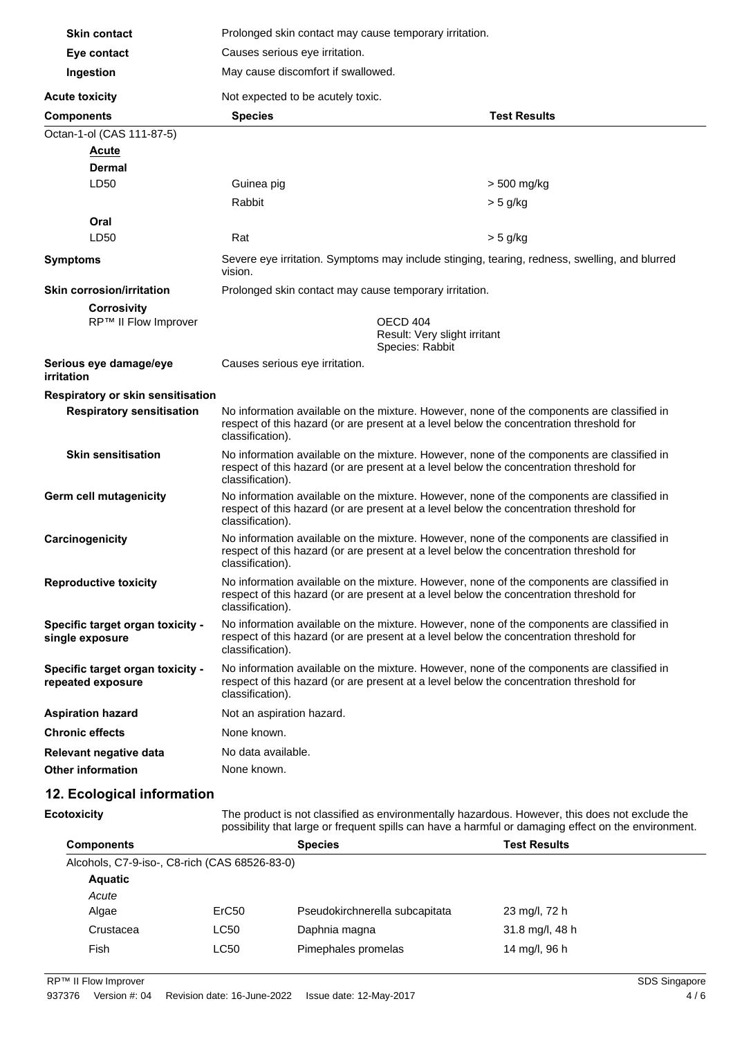| | |
|---|---|
| **Skin contact** | Prolonged skin contact may cause temporary irritation. |
| **Eye contact** | Causes serious eye irritation. |
| **Ingestion** | May cause discomfort if swallowed. |
| **Acute toxicity** | Not expected to be acutely toxic. |

| Components | Species | Test Results |
|---|---|---|
| Octan-1-ol (CAS 111-87-5) | | |
| **Acute** | | |
| **Dermal** | | |
| LD50 | Guinea pig | > 500 mg/kg |
| | Rabbit | > 5 g/kg |
| **Oral** | | |
| LD50 | Rat | > 5 g/kg |

| | |
|---|---|
| **Symptoms** | Severe eye irritation. Symptoms may include stinging, tearing, redness, swelling, and blurred vision. |
| **Skin corrosion/irritation** | Prolonged skin contact may cause temporary irritation. |
| **Corrosivity** | |
| RP™ II Flow Improver | OECD 404<br>Result: Very slight irritant<br>Species: Rabbit |
| **Serious eye damage/eye irritation** | Causes serious eye irritation. |
| **Respiratory or skin sensitisation** | |
| **Respiratory sensitisation** | No information available on the mixture. However, none of the components are classified in respect of this hazard (or are present at a level below the concentration threshold for classification). |
| **Skin sensitisation** | No information available on the mixture. However, none of the components are classified in respect of this hazard (or are present at a level below the concentration threshold for classification). |
| **Germ cell mutagenicity** | No information available on the mixture. However, none of the components are classified in respect of this hazard (or are present at a level below the concentration threshold for classification). |
| **Carcinogenicity** | No information available on the mixture. However, none of the components are classified in respect of this hazard (or are present at a level below the concentration threshold for classification). |
| **Reproductive toxicity** | No information available on the mixture. However, none of the components are classified in respect of this hazard (or are present at a level below the concentration threshold for classification). |
| **Specific target organ toxicity - single exposure** | No information available on the mixture. However, none of the components are classified in respect of this hazard (or are present at a level below the concentration threshold for classification). |
| **Specific target organ toxicity - repeated exposure** | No information available on the mixture. However, none of the components are classified in respect of this hazard (or are present at a level below the concentration threshold for classification). |
| **Aspiration hazard** | Not an aspiration hazard. |
| **Chronic effects** | None known. |
| **Relevant negative data** | No data available. |
| **Other information** | None known. |

## 12. Ecological information

**Ecotoxicity** The product is not classified as environmentally hazardous. However, this does not exclude the possibility that large or frequent spills can have a harmful or damaging effect on the environment.

| Components | | Species | Test Results |
|---|---|---|---|
| Alcohols, C7-9-iso-, C8-rich (CAS 68526-83-0) | | | |
| **Aquatic** | | | |
| *Acute* | | | |
| Algae | ErC50 | Pseudokirchnerella subcapitata | 23 mg/l, 72 h |
| Crustacea | LC50 | Daphnia magna | 31.8 mg/l, 48 h |
| Fish | LC50 | Pimephales promelas | 14 mg/l, 96 h |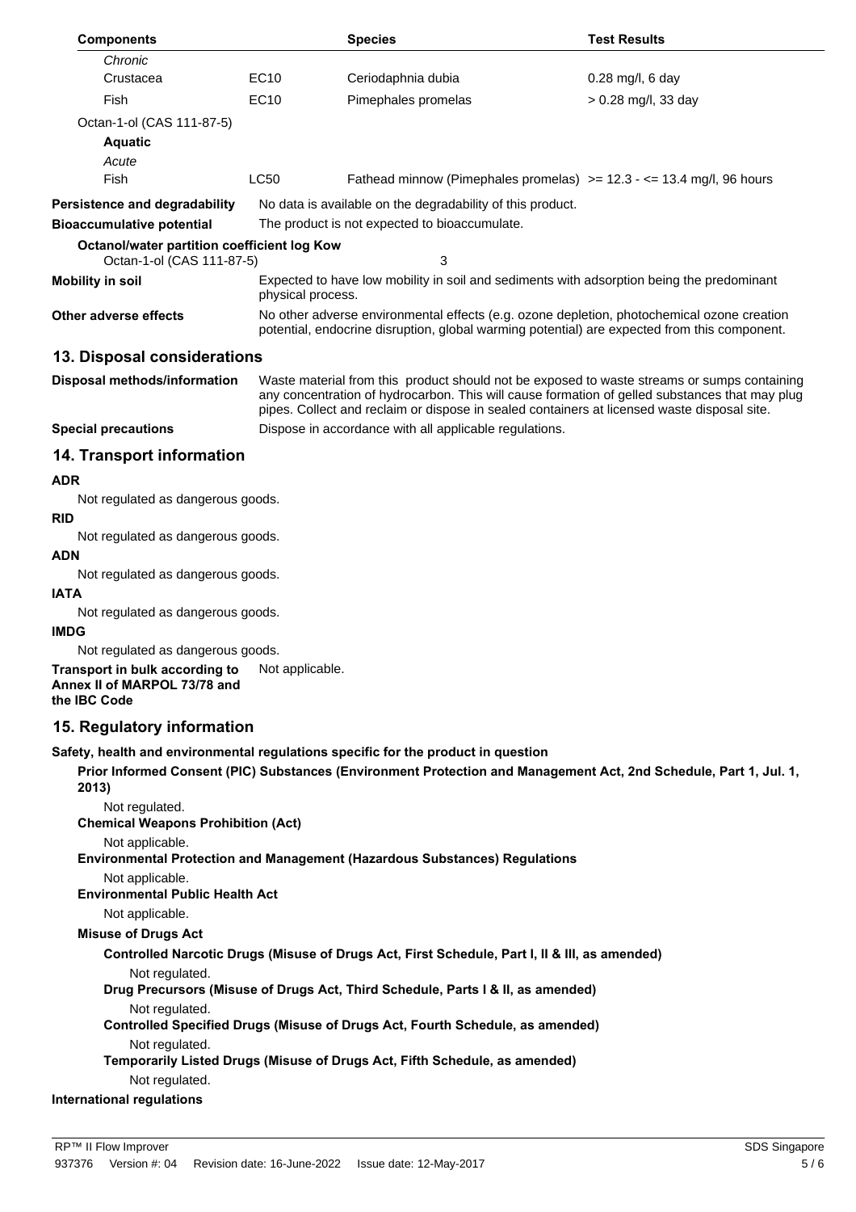| Components | | Species | Test Results |
|---|---|---|---|
| *Chronic* | | | |
| Crustacea | EC10 | Ceriodaphnia dubia | 0.28 mg/l, 6 day |
| Fish | EC10 | Pimephales promelas | > 0.28 mg/l, 33 day |
| Octan-1-ol (CAS 111-87-5) | | | |
| **Aquatic** | | | |
| *Acute* | | | |
| Fish | LC50 | Fathead minnow (Pimephales promelas) | >= 12.3 - <= 13.4 mg/l, 96 hours |

**Persistence and degradability** No data is available on the degradability of this product.

**Bioaccumulative potential** The product is not expected to bioaccumulate.

**Octanol/water partition coefficient log Kow**

Octan-1-ol (CAS 111-87-5) 3

**Mobility in soil** Expected to have low mobility in soil and sediments with adsorption being the predominant physical process.

**Other adverse effects** No other adverse environmental effects (e.g. ozone depletion, photochemical ozone creation potential, endocrine disruption, global warming potential) are expected from this component.

## 13. Disposal considerations

**Disposal methods/information** Waste material from this product should not be exposed to waste streams or sumps containing any concentration of hydrocarbon. This will cause formation of gelled substances that may plug pipes. Collect and reclaim or dispose in sealed containers at licensed waste disposal site.

**Special precautions** Dispose in accordance with all applicable regulations.

## 14. Transport information

**ADR**

Not regulated as dangerous goods.

**RID**

Not regulated as dangerous goods.

**ADN**

Not regulated as dangerous goods.

**IATA**

Not regulated as dangerous goods.

**IMDG**

Not regulated as dangerous goods.

**Transport in bulk according to Annex II of MARPOL 73/78 and the IBC Code** Not applicable.

## 15. Regulatory information

**Safety, health and environmental regulations specific for the product in question**

**Prior Informed Consent (PIC) Substances (Environment Protection and Management Act, 2nd Schedule, Part 1, Jul. 1, 2013)**

Not regulated.

**Chemical Weapons Prohibition (Act)**

Not applicable.

**Environmental Protection and Management (Hazardous Substances) Regulations**

Not applicable.

**Environmental Public Health Act**

Not applicable.

**Misuse of Drugs Act**

**Controlled Narcotic Drugs (Misuse of Drugs Act, First Schedule, Part I, II & III, as amended)**

Not regulated.

**Drug Precursors (Misuse of Drugs Act, Third Schedule, Parts I & II, as amended)**

Not regulated.

**Controlled Specified Drugs (Misuse of Drugs Act, Fourth Schedule, as amended)**

Not regulated.

**Temporarily Listed Drugs (Misuse of Drugs Act, Fifth Schedule, as amended)**

Not regulated.

**International regulations**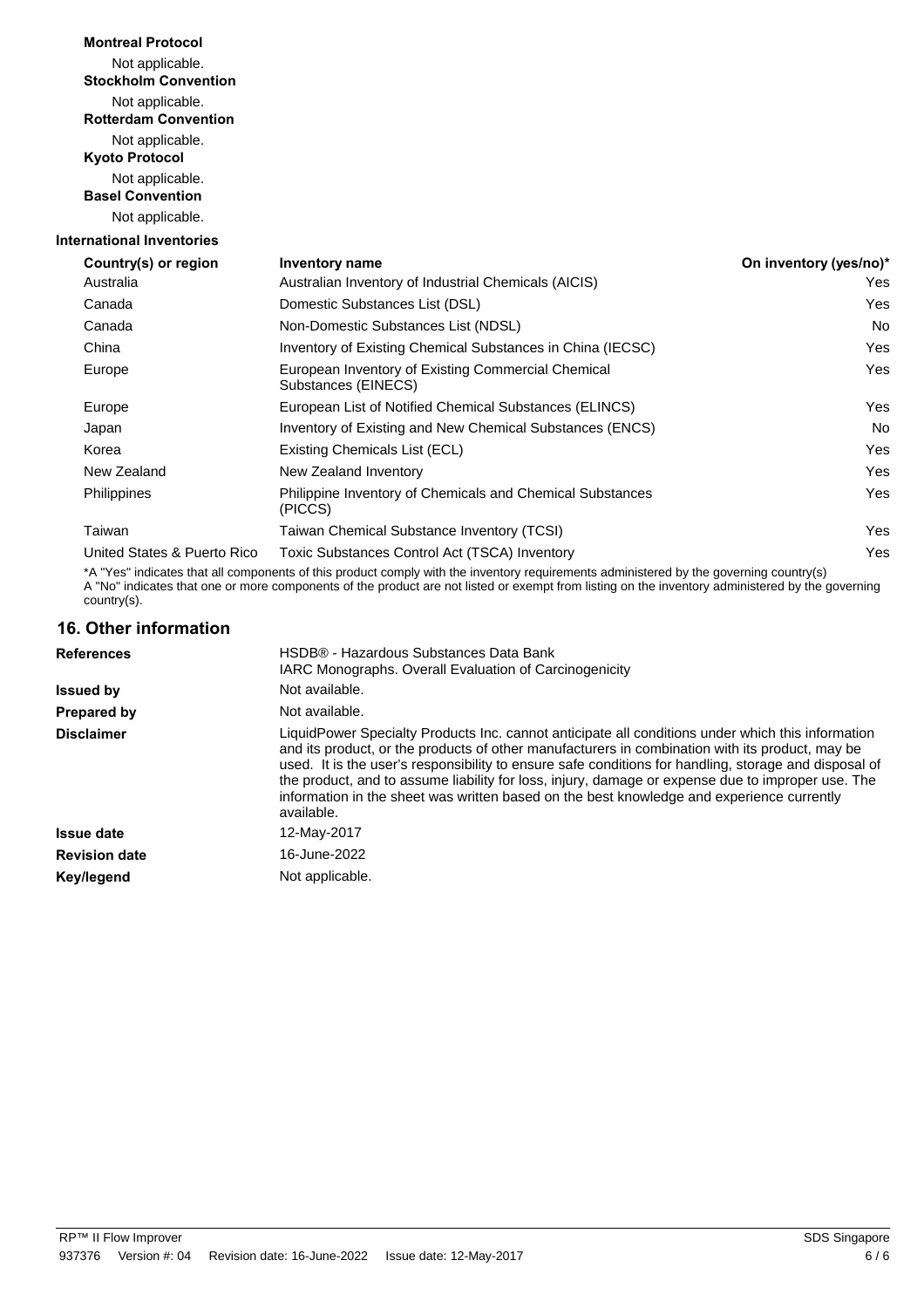**Montreal Protocol**

Not applicable.

**Stockholm Convention**

Not applicable.

**Rotterdam Convention**

Not applicable.

**Kyoto Protocol**

Not applicable.

**Basel Convention**

Not applicable.

**International Inventories**

| Country(s) or region | Inventory name | On inventory (yes/no)* |
|---|---|---|
| Australia | Australian Inventory of Industrial Chemicals (AICIS) | Yes |
| Canada | Domestic Substances List (DSL) | Yes |
| Canada | Non-Domestic Substances List (NDSL) | No |
| China | Inventory of Existing Chemical Substances in China (IECSC) | Yes |
| Europe | European Inventory of Existing Commercial Chemical Substances (EINECS) | Yes |
| Europe | European List of Notified Chemical Substances (ELINCS) | Yes |
| Japan | Inventory of Existing and New Chemical Substances (ENCS) | No |
| Korea | Existing Chemicals List (ECL) | Yes |
| New Zealand | New Zealand Inventory | Yes |
| Philippines | Philippine Inventory of Chemicals and Chemical Substances (PICCS) | Yes |
| Taiwan | Taiwan Chemical Substance Inventory (TCSI) | Yes |
| United States & Puerto Rico | Toxic Substances Control Act (TSCA) Inventory | Yes |

*A "Yes" indicates that all components of this product comply with the inventory requirements administered by the governing country(s)
A "No" indicates that one or more components of the product are not listed or exempt from listing on the inventory administered by the governing country(s).

## 16. Other information

| | |
|---|---|
| **References** | HSDB® - Hazardous Substances Data Bank<br>IARC Monographs. Overall Evaluation of Carcinogenicity |
| **Issued by** | Not available. |
| **Prepared by** | Not available. |
| **Disclaimer** | LiquidPower Specialty Products Inc. cannot anticipate all conditions under which this information and its product, or the products of other manufacturers in combination with its product, may be used. It is the user's responsibility to ensure safe conditions for handling, storage and disposal of the product, and to assume liability for loss, injury, damage or expense due to improper use. The information in the sheet was written based on the best knowledge and experience currently available. |
| **Issue date** | 12-May-2017 |
| **Revision date** | 16-June-2022 |
| **Key/legend** | Not applicable. |